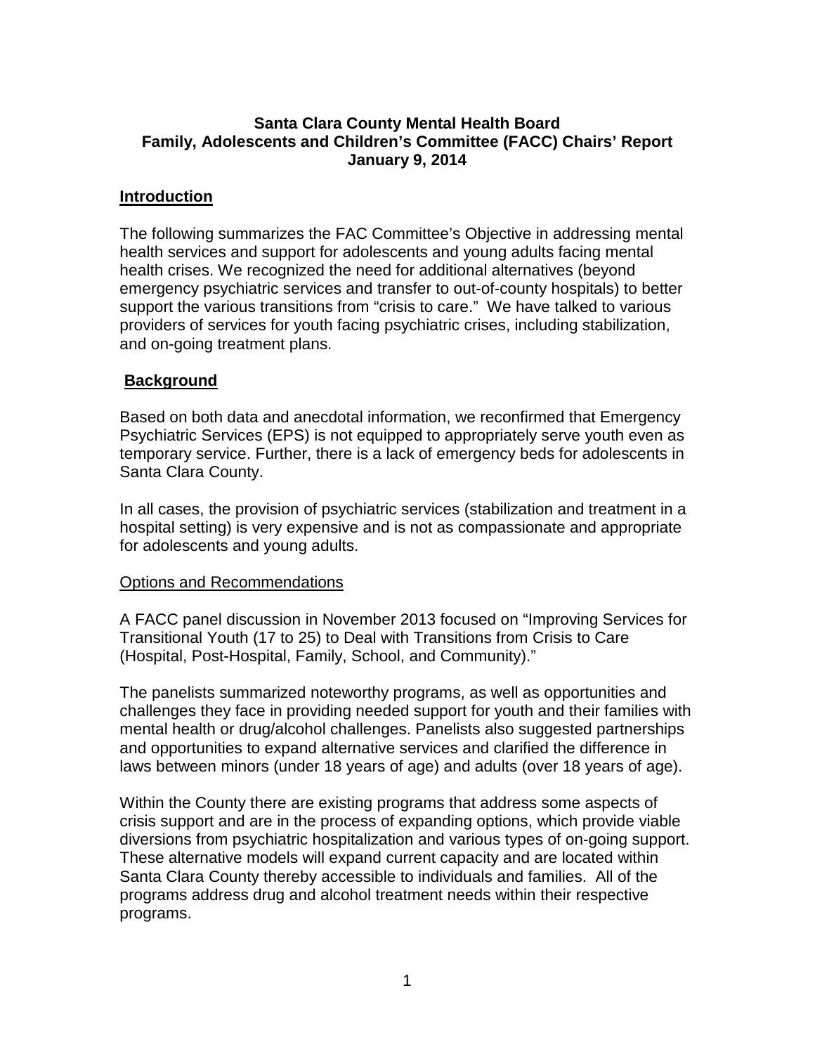**Santa Clara County Mental Health Board**
**Family, Adolescents and Children's Committee (FACC) Chairs' Report**
**January 9, 2014**

## Introduction

The following summarizes the FAC Committee's Objective in addressing mental health services and support for adolescents and young adults facing mental health crises. We recognized the need for additional alternatives (beyond emergency psychiatric services and transfer to out-of-county hospitals) to better support the various transitions from "crisis to care." We have talked to various providers of services for youth facing psychiatric crises, including stabilization, and on-going treatment plans.

## Background

Based on both data and anecdotal information, we reconfirmed that Emergency Psychiatric Services (EPS) is not equipped to appropriately serve youth even as temporary service. Further, there is a lack of emergency beds for adolescents in Santa Clara County.

In all cases, the provision of psychiatric services (stabilization and treatment in a hospital setting) is very expensive and is not as compassionate and appropriate for adolescents and young adults.

### Options and Recommendations

A FACC panel discussion in November 2013 focused on "Improving Services for Transitional Youth (17 to 25) to Deal with Transitions from Crisis to Care (Hospital, Post-Hospital, Family, School, and Community)."

The panelists summarized noteworthy programs, as well as opportunities and challenges they face in providing needed support for youth and their families with mental health or drug/alcohol challenges. Panelists also suggested partnerships and opportunities to expand alternative services and clarified the difference in laws between minors (under 18 years of age) and adults (over 18 years of age).

Within the County there are existing programs that address some aspects of crisis support and are in the process of expanding options, which provide viable diversions from psychiatric hospitalization and various types of on-going support. These alternative models will expand current capacity and are located within Santa Clara County thereby accessible to individuals and families. All of the programs address drug and alcohol treatment needs within their respective programs.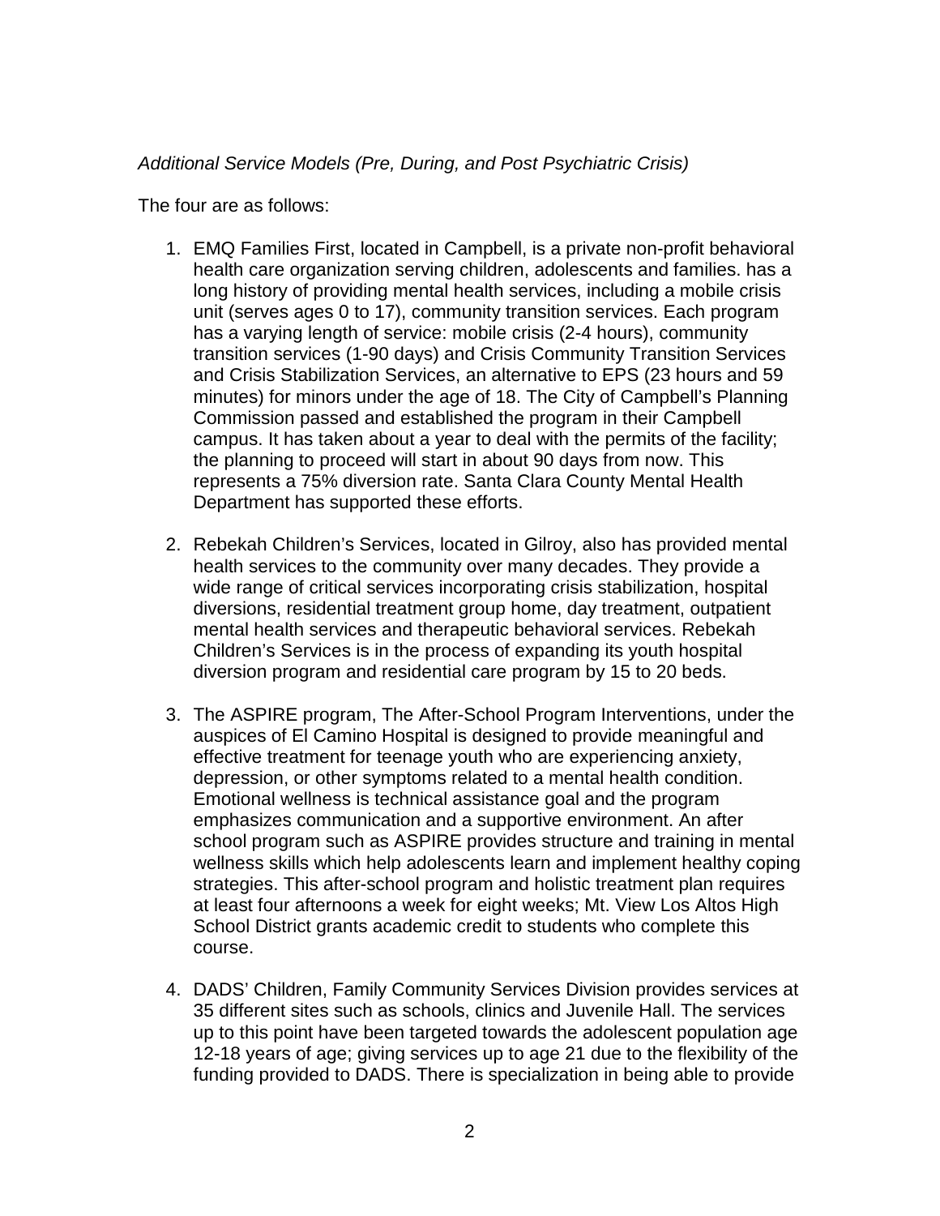*Additional Service Models (Pre, During, and Post Psychiatric Crisis)*

The four are as follows:

1. EMQ Families First, located in Campbell, is a private non-profit behavioral health care organization serving children, adolescents and families. has a long history of providing mental health services, including a mobile crisis unit (serves ages 0 to 17), community transition services. Each program has a varying length of service: mobile crisis (2-4 hours), community transition services (1-90 days) and Crisis Community Transition Services and Crisis Stabilization Services, an alternative to EPS (23 hours and 59 minutes) for minors under the age of 18. The City of Campbell's Planning Commission passed and established the program in their Campbell campus. It has taken about a year to deal with the permits of the facility; the planning to proceed will start in about 90 days from now. This represents a 75% diversion rate. Santa Clara County Mental Health Department has supported these efforts.

2. Rebekah Children's Services, located in Gilroy, also has provided mental health services to the community over many decades. They provide a wide range of critical services incorporating crisis stabilization, hospital diversions, residential treatment group home, day treatment, outpatient mental health services and therapeutic behavioral services. Rebekah Children's Services is in the process of expanding its youth hospital diversion program and residential care program by 15 to 20 beds.

3. The ASPIRE program, The After-School Program Interventions, under the auspices of El Camino Hospital is designed to provide meaningful and effective treatment for teenage youth who are experiencing anxiety, depression, or other symptoms related to a mental health condition. Emotional wellness is technical assistance goal and the program emphasizes communication and a supportive environment. An after school program such as ASPIRE provides structure and training in mental wellness skills which help adolescents learn and implement healthy coping strategies. This after-school program and holistic treatment plan requires at least four afternoons a week for eight weeks; Mt. View Los Altos High School District grants academic credit to students who complete this course.

4. DADS' Children, Family Community Services Division provides services at 35 different sites such as schools, clinics and Juvenile Hall. The services up to this point have been targeted towards the adolescent population age 12-18 years of age; giving services up to age 21 due to the flexibility of the funding provided to DADS. There is specialization in being able to provide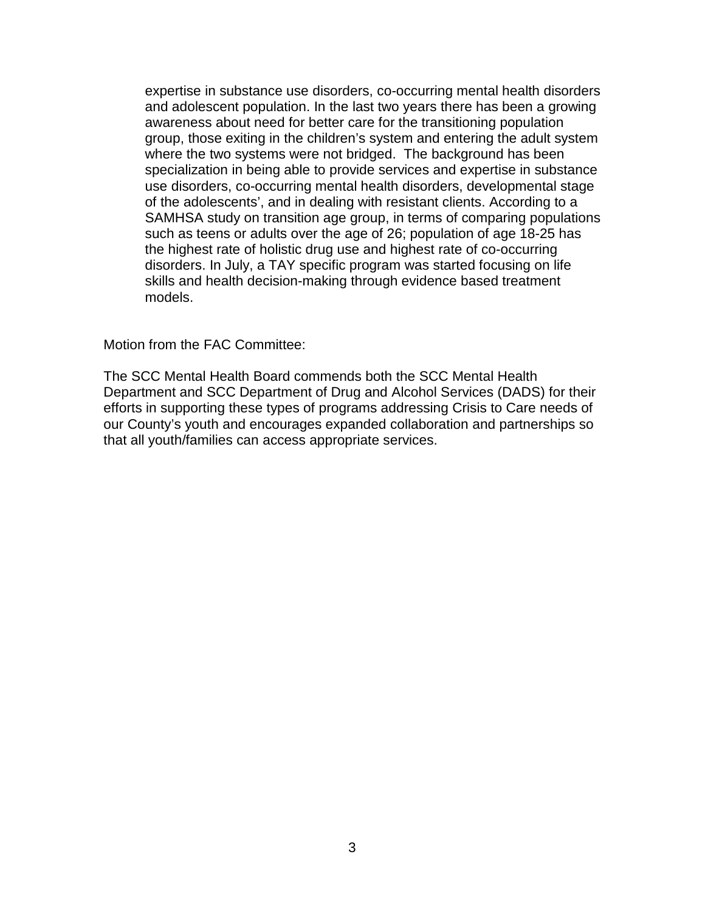expertise in substance use disorders, co-occurring mental health disorders and adolescent population. In the last two years there has been a growing awareness about need for better care for the transitioning population group, those exiting in the children's system and entering the adult system where the two systems were not bridged. The background has been specialization in being able to provide services and expertise in substance use disorders, co-occurring mental health disorders, developmental stage of the adolescents', and in dealing with resistant clients. According to a SAMHSA study on transition age group, in terms of comparing populations such as teens or adults over the age of 26; population of age 18-25 has the highest rate of holistic drug use and highest rate of co-occurring disorders. In July, a TAY specific program was started focusing on life skills and health decision-making through evidence based treatment models.

Motion from the FAC Committee:

The SCC Mental Health Board commends both the SCC Mental Health Department and SCC Department of Drug and Alcohol Services (DADS) for their efforts in supporting these types of programs addressing Crisis to Care needs of our County's youth and encourages expanded collaboration and partnerships so that all youth/families can access appropriate services.